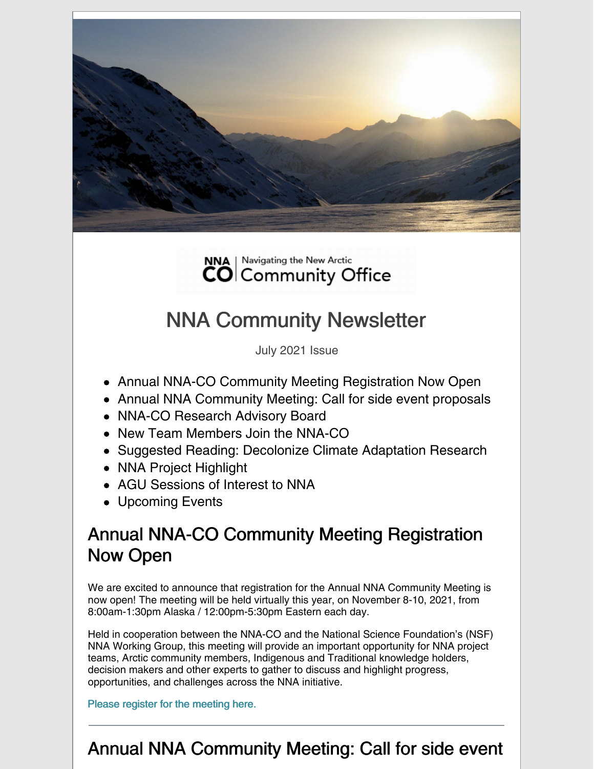NNA | Navigating the New Arctic
CO | Community Office

# NNA Community Newsletter

July 2021 Issue

- Annual NNA-CO Community Meeting Registration Now Open
- Annual NNA Community Meeting: Call for side event proposals
- NNA-CO Research Advisory Board
- New Team Members Join the NNA-CO
- Suggested Reading: Decolonize Climate Adaptation Research
- NNA Project Highlight
- AGU Sessions of Interest to NNA
- Upcoming Events

## Annual NNA-CO Community Meeting Registration Now Open

We are excited to announce that registration for the Annual NNA Community Meeting is now open! The meeting will be held virtually this year, on November 8-10, 2021, from 8:00am-1:30pm Alaska / 12:00pm-5:30pm Eastern each day.

Held in cooperation between the NNA-CO and the National Science Foundation's (NSF) NNA Working Group, this meeting will provide an important opportunity for NNA project teams, Arctic community members, Indigenous and Traditional knowledge holders, decision makers and other experts to gather to discuss and highlight progress, opportunities, and challenges across the NNA initiative.

Please register for the meeting here.

---

## Annual NNA Community Meeting: Call for side event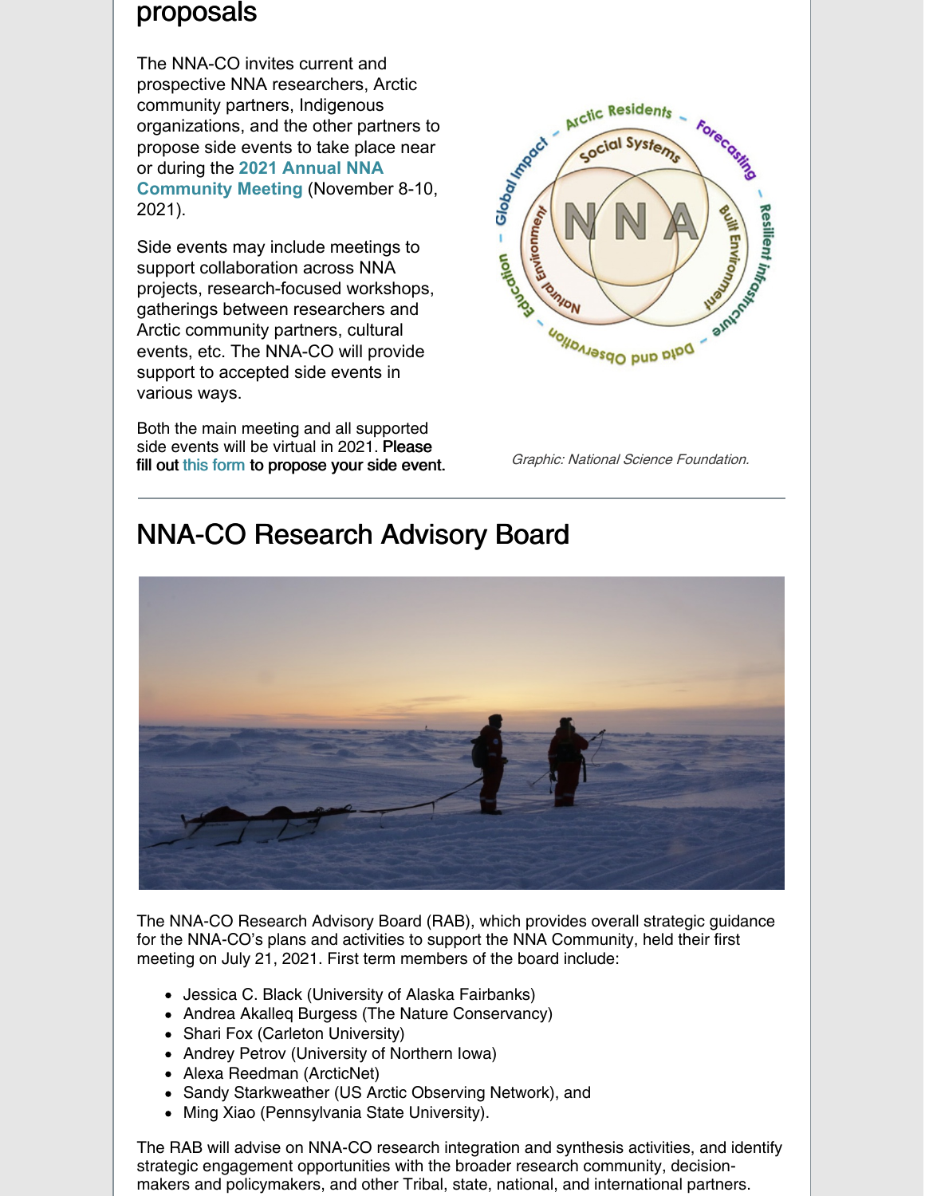## proposals

The NNA-CO invites current and prospective NNA researchers, Arctic community partners, Indigenous organizations, and the other partners to propose side events to take place near or during the **2021 Annual NNA Community Meeting** (November 8-10, 2021).

Side events may include meetings to support collaboration across NNA projects, research-focused workshops, gatherings between researchers and Arctic community partners, cultural events, etc. The NNA-CO will provide support to accepted side events in various ways.

Both the main meeting and all supported side events will be virtual in 2021. **Please fill out this form to propose your side event.**

*Graphic: National Science Foundation.*

## NNA-CO Research Advisory Board

The NNA-CO Research Advisory Board (RAB), which provides overall strategic guidance for the NNA-CO's plans and activities to support the NNA Community, held their first meeting on July 21, 2021. First term members of the board include:

- Jessica C. Black (University of Alaska Fairbanks)
- Andrea Akalleq Burgess (The Nature Conservancy)
- Shari Fox (Carleton University)
- Andrey Petrov (University of Northern Iowa)
- Alexa Reedman (ArcticNet)
- Sandy Starkweather (US Arctic Observing Network), and
- Ming Xiao (Pennsylvania State University).

The RAB will advise on NNA-CO research integration and synthesis activities, and identify strategic engagement opportunities with the broader research community, decision-makers and policymakers, and other Tribal, state, national, and international partners.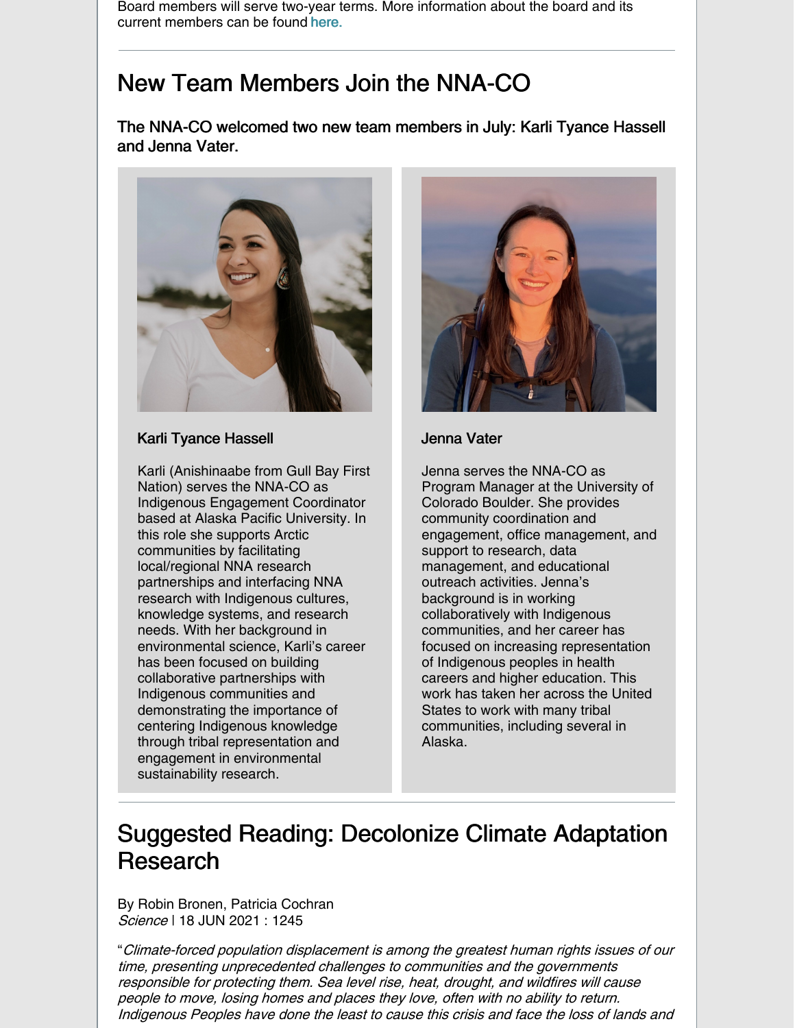Board members will serve two-year terms. More information about the board and its current members can be found here.

---

## New Team Members Join the NNA-CO

### The NNA-CO welcomed two new team members in July: Karli Tyance Hassell and Jenna Vater.

### Karli Tyance Hassell

Karli (Anishinaabe from Gull Bay First Nation) serves the NNA-CO as Indigenous Engagement Coordinator based at Alaska Pacific University. In this role she supports Arctic communities by facilitating local/regional NNA research partnerships and interfacing NNA research with Indigenous cultures, knowledge systems, and research needs. With her background in environmental science, Karli's career has been focused on building collaborative partnerships with Indigenous communities and demonstrating the importance of centering Indigenous knowledge through tribal representation and engagement in environmental sustainability research.

### Jenna Vater

Jenna serves the NNA-CO as Program Manager at the University of Colorado Boulder. She provides community coordination and engagement, office management, and support to research, data management, and educational outreach activities. Jenna's background is in working collaboratively with Indigenous communities, and her career has focused on increasing representation of Indigenous peoples in health careers and higher education. This work has taken her across the United States to work with many tribal communities, including several in Alaska.

---

## Suggested Reading: Decolonize Climate Adaptation Research

By Robin Bronen, Patricia Cochran
*Science* | 18 JUN 2021 : 1245

"*Climate-forced population displacement is among the greatest human rights issues of our time, presenting unprecedented challenges to communities and the governments responsible for protecting them. Sea level rise, heat, drought, and wildfires will cause people to move, losing homes and places they love, often with no ability to return. Indigenous Peoples have done the least to cause this crisis and face the loss of lands and*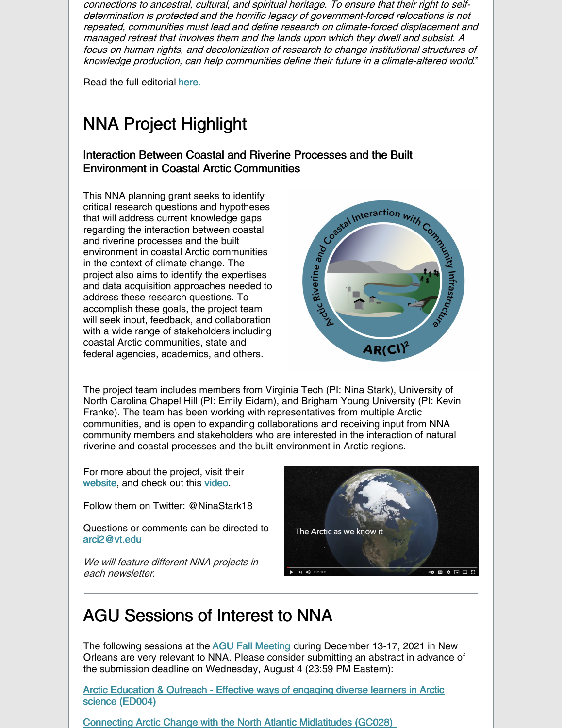*connections to ancestral, cultural, and spiritual heritage. To ensure that their right to self-determination is protected and the horrific legacy of government-forced relocations is not repeated, communities must lead and define research on climate-forced displacement and managed retreat that involves them and the lands upon which they dwell and subsist. A focus on human rights, and decolonization of research to change institutional structures of knowledge production, can help communities define their future in a climate-altered world.*"

Read the full editorial here.

---

# NNA Project Highlight

### Interaction Between Coastal and Riverine Processes and the Built Environment in Coastal Arctic Communities

This NNA planning grant seeks to identify critical research questions and hypotheses that will address current knowledge gaps regarding the interaction between coastal and riverine processes and the built environment in coastal Arctic communities in the context of climate change. The project also aims to identify the expertises and data acquisition approaches needed to address these research questions. To accomplish these goals, the project team will seek input, feedback, and collaboration with a wide range of stakeholders including coastal Arctic communities, state and federal agencies, academics, and others.

The project team includes members from Virginia Tech (PI: Nina Stark), University of North Carolina Chapel Hill (PI: Emily Eidam), and Brigham Young University (PI: Kevin Franke). The team has been working with representatives from multiple Arctic communities, and is open to expanding collaborations and receiving input from NNA community members and stakeholders who are interested in the interaction of natural riverine and coastal processes and the built environment in Arctic regions.

For more about the project, visit their website, and check out this video.

Follow them on Twitter: @NinaStark18

Questions or comments can be directed to arci2@vt.edu

*We will feature different NNA projects in each newsletter.*

---

# AGU Sessions of Interest to NNA

The following sessions at the AGU Fall Meeting during December 13-17, 2021 in New Orleans are very relevant to NNA. Please consider submitting an abstract in advance of the submission deadline on Wednesday, August 4 (23:59 PM Eastern):

Arctic Education & Outreach - Effective ways of engaging diverse learners in Arctic science (ED004)

Connecting Arctic Change with the North Atlantic Midlatitudes (GC028)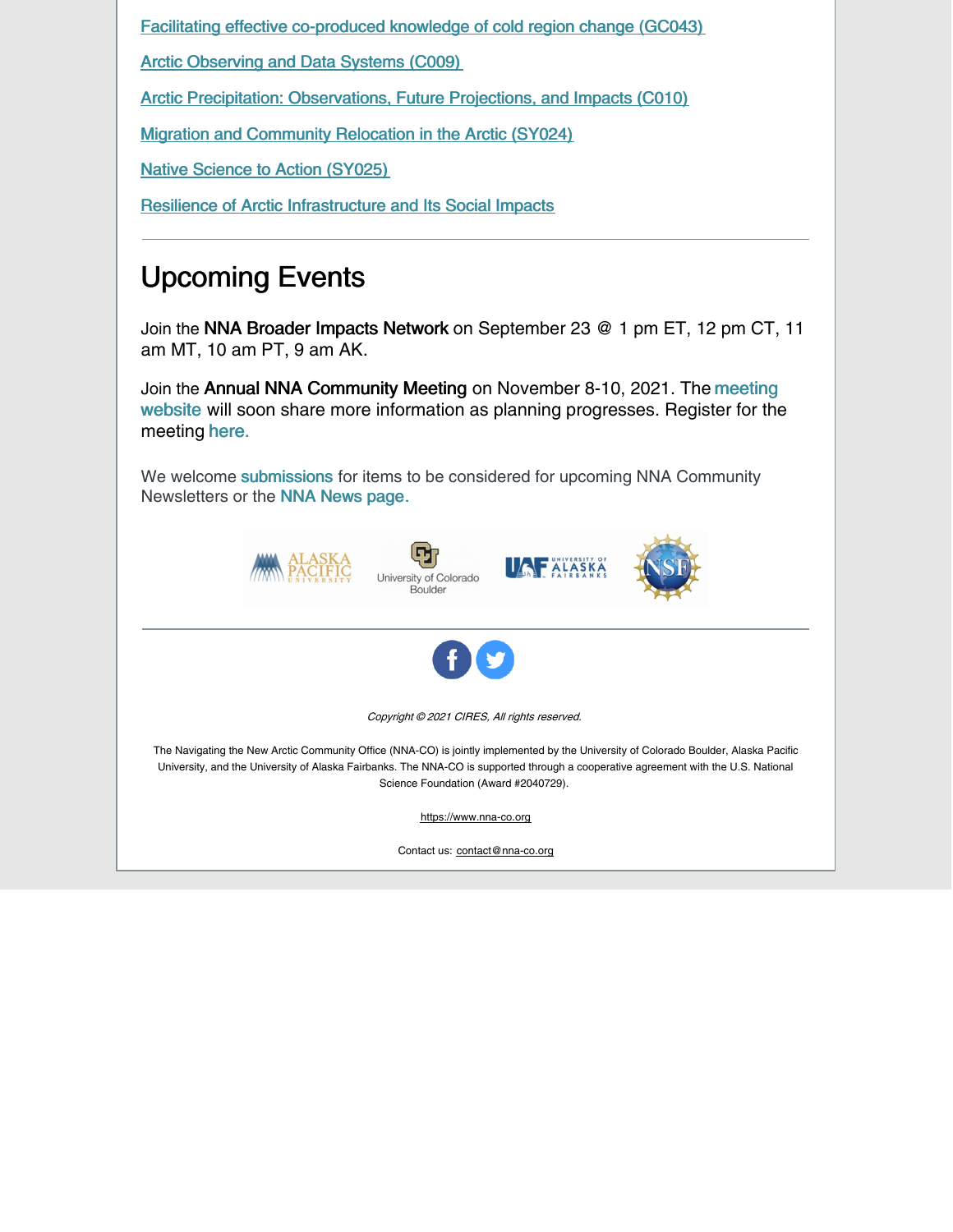Facilitating effective co-produced knowledge of cold region change (GC043)

Arctic Observing and Data Systems (C009)

Arctic Precipitation: Observations, Future Projections, and Impacts (C010)

Migration and Community Relocation in the Arctic (SY024)

Native Science to Action (SY025)

Resilience of Arctic Infrastructure and Its Social Impacts

---

# Upcoming Events

Join the **NNA Broader Impacts Network** on September 23 @ 1 pm ET, 12 pm CT, 11 am MT, 10 am PT, 9 am AK.

Join the **Annual NNA Community Meeting** on November 8-10, 2021. The meeting website will soon share more information as planning progresses. Register for the meeting here.

We welcome submissions for items to be considered for upcoming NNA Community Newsletters or the NNA News page.

---

*Copyright © 2021 CIRES, All rights reserved.*

The Navigating the New Arctic Community Office (NNA-CO) is jointly implemented by the University of Colorado Boulder, Alaska Pacific University, and the University of Alaska Fairbanks. The NNA-CO is supported through a cooperative agreement with the U.S. National Science Foundation (Award #2040729).

https://www.nna-co.org

Contact us: contact@nna-co.org